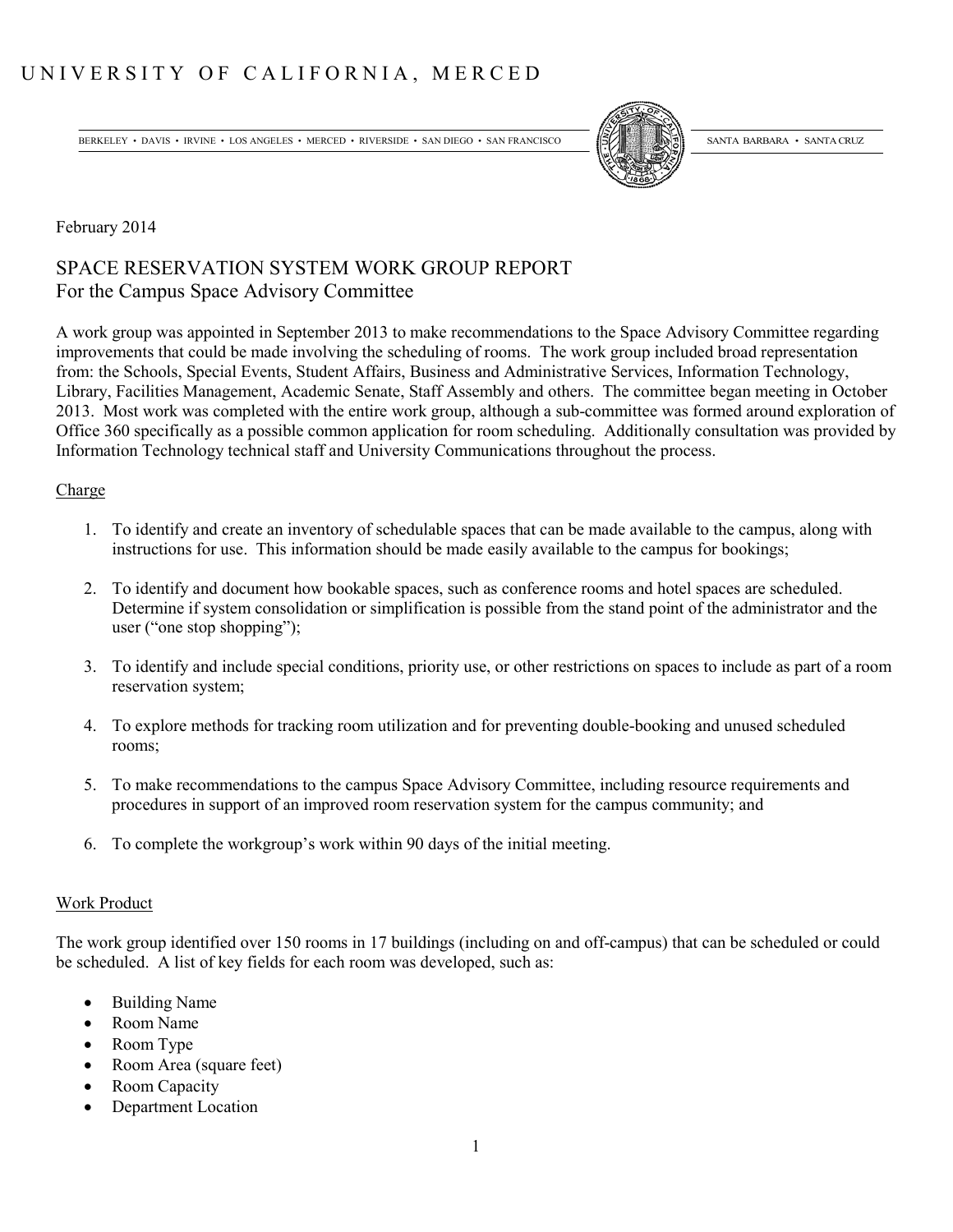# UNIVERSITY OF CALIFORNIA, MERCED

BERKELEY • DAVIS • IRVINE • LOS ANGELES • MERCED • RIVERSIDE • SAN DIEGO • SAN FRANCISCO SANTA BARBARA • SANTA CRUZ

February 2014

## SPACE RESERVATION SYSTEM WORK GROUP REPORT
For the Campus Space Advisory Committee

A work group was appointed in September 2013 to make recommendations to the Space Advisory Committee regarding improvements that could be made involving the scheduling of rooms. The work group included broad representation from: the Schools, Special Events, Student Affairs, Business and Administrative Services, Information Technology, Library, Facilities Management, Academic Senate, Staff Assembly and others. The committee began meeting in October 2013. Most work was completed with the entire work group, although a sub-committee was formed around exploration of Office 360 specifically as a possible common application for room scheduling. Additionally consultation was provided by Information Technology technical staff and University Communications throughout the process.

### Charge

1. To identify and create an inventory of schedulable spaces that can be made available to the campus, along with instructions for use. This information should be made easily available to the campus for bookings;
2. To identify and document how bookable spaces, such as conference rooms and hotel spaces are scheduled. Determine if system consolidation or simplification is possible from the stand point of the administrator and the user ("one stop shopping");
3. To identify and include special conditions, priority use, or other restrictions on spaces to include as part of a room reservation system;
4. To explore methods for tracking room utilization and for preventing double-booking and unused scheduled rooms;
5. To make recommendations to the campus Space Advisory Committee, including resource requirements and procedures in support of an improved room reservation system for the campus community; and
6. To complete the workgroup's work within 90 days of the initial meeting.

### Work Product

The work group identified over 150 rooms in 17 buildings (including on and off-campus) that can be scheduled or could be scheduled. A list of key fields for each room was developed, such as:

- Building Name
- Room Name
- Room Type
- Room Area (square feet)
- Room Capacity
- Department Location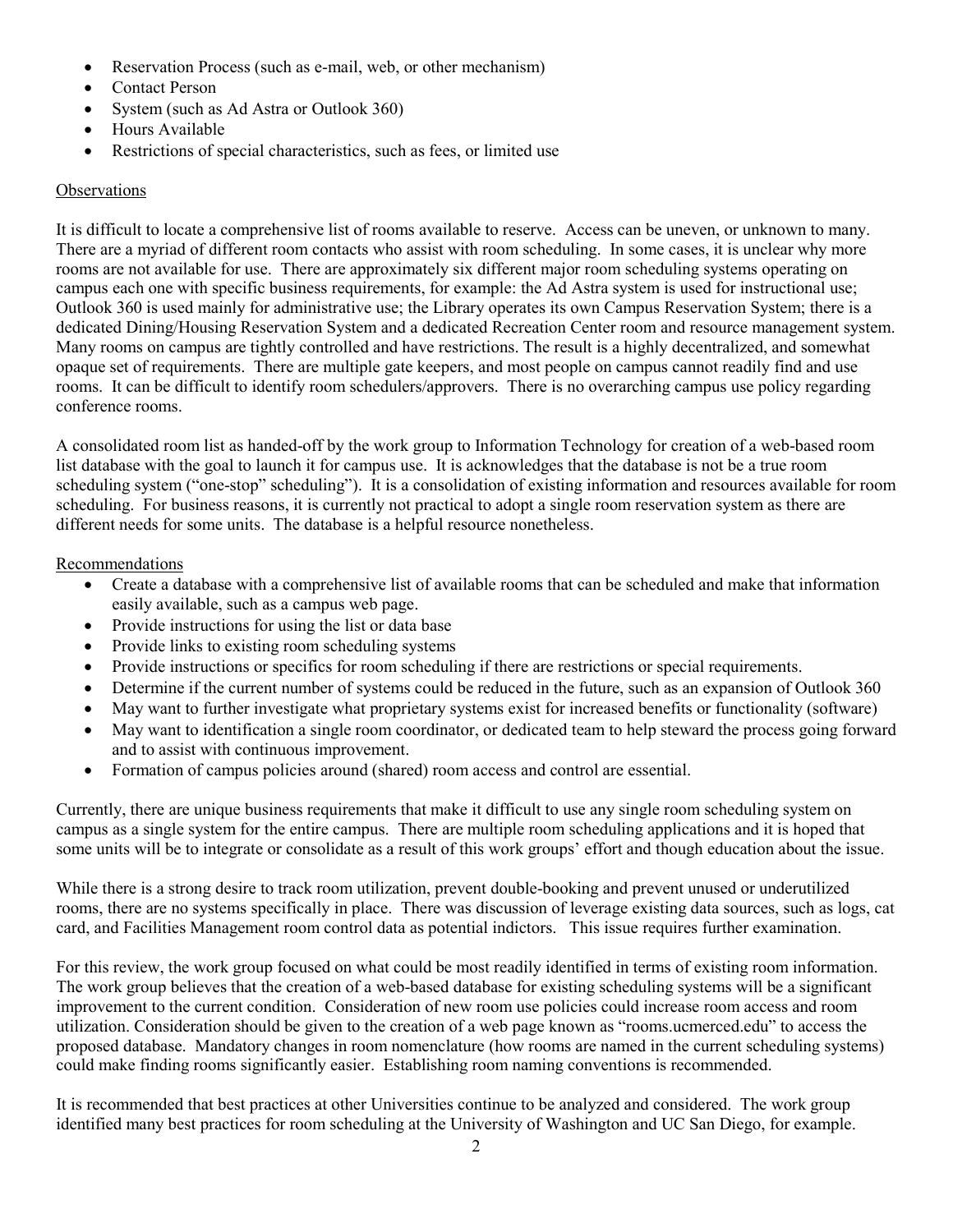- Reservation Process (such as e-mail, web, or other mechanism)
- Contact Person
- System (such as Ad Astra or Outlook 360)
- Hours Available
- Restrictions of special characteristics, such as fees, or limited use

Observations

It is difficult to locate a comprehensive list of rooms available to reserve. Access can be uneven, or unknown to many. There are a myriad of different room contacts who assist with room scheduling. In some cases, it is unclear why more rooms are not available for use. There are approximately six different major room scheduling systems operating on campus each one with specific business requirements, for example: the Ad Astra system is used for instructional use; Outlook 360 is used mainly for administrative use; the Library operates its own Campus Reservation System; there is a dedicated Dining/Housing Reservation System and a dedicated Recreation Center room and resource management system. Many rooms on campus are tightly controlled and have restrictions. The result is a highly decentralized, and somewhat opaque set of requirements. There are multiple gate keepers, and most people on campus cannot readily find and use rooms. It can be difficult to identify room schedulers/approvers. There is no overarching campus use policy regarding conference rooms.

A consolidated room list as handed-off by the work group to Information Technology for creation of a web-based room list database with the goal to launch it for campus use. It is acknowledges that the database is not be a true room scheduling system ("one-stop" scheduling"). It is a consolidation of existing information and resources available for room scheduling. For business reasons, it is currently not practical to adopt a single room reservation system as there are different needs for some units. The database is a helpful resource nonetheless.

Recommendations

- Create a database with a comprehensive list of available rooms that can be scheduled and make that information easily available, such as a campus web page.
- Provide instructions for using the list or data base
- Provide links to existing room scheduling systems
- Provide instructions or specifics for room scheduling if there are restrictions or special requirements.
- Determine if the current number of systems could be reduced in the future, such as an expansion of Outlook 360
- May want to further investigate what proprietary systems exist for increased benefits or functionality (software)
- May want to identification a single room coordinator, or dedicated team to help steward the process going forward and to assist with continuous improvement.
- Formation of campus policies around (shared) room access and control are essential.

Currently, there are unique business requirements that make it difficult to use any single room scheduling system on campus as a single system for the entire campus. There are multiple room scheduling applications and it is hoped that some units will be to integrate or consolidate as a result of this work groups' effort and though education about the issue.

While there is a strong desire to track room utilization, prevent double-booking and prevent unused or underutilized rooms, there are no systems specifically in place. There was discussion of leverage existing data sources, such as logs, cat card, and Facilities Management room control data as potential indictors. This issue requires further examination.

For this review, the work group focused on what could be most readily identified in terms of existing room information. The work group believes that the creation of a web-based database for existing scheduling systems will be a significant improvement to the current condition. Consideration of new room use policies could increase room access and room utilization. Consideration should be given to the creation of a web page known as "rooms.ucmerced.edu" to access the proposed database. Mandatory changes in room nomenclature (how rooms are named in the current scheduling systems) could make finding rooms significantly easier. Establishing room naming conventions is recommended.

It is recommended that best practices at other Universities continue to be analyzed and considered. The work group identified many best practices for room scheduling at the University of Washington and UC San Diego, for example.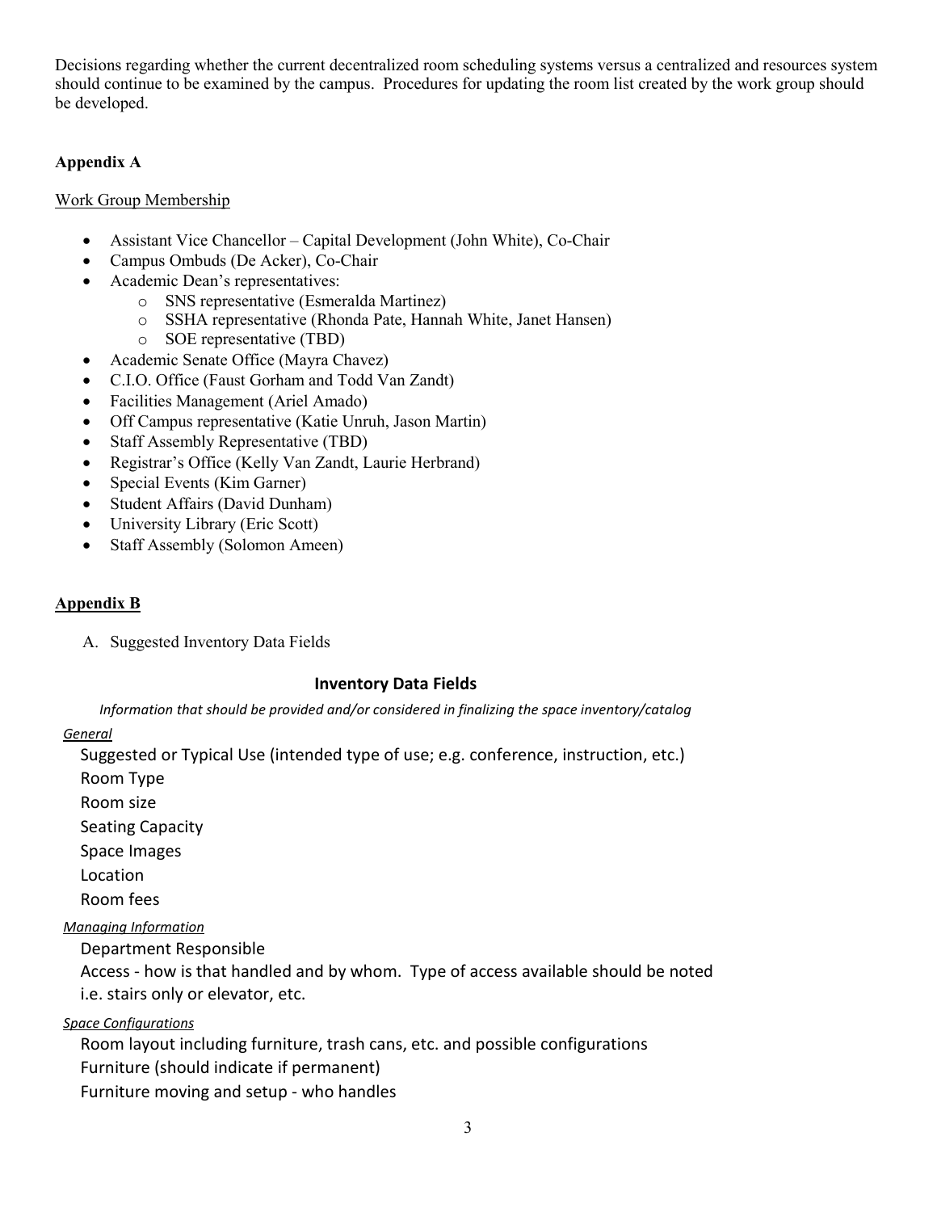Decisions regarding whether the current decentralized room scheduling systems versus a centralized and resources system should continue to be examined by the campus. Procedures for updating the room list created by the work group should be developed.

### Appendix A

Work Group Membership

- Assistant Vice Chancellor – Capital Development (John White), Co-Chair
- Campus Ombuds (De Acker), Co-Chair
- Academic Dean's representatives:
    - SNS representative (Esmeralda Martinez)
    - SSHA representative (Rhonda Pate, Hannah White, Janet Hansen)
    - SOE representative (TBD)
- Academic Senate Office (Mayra Chavez)
- C.I.O. Office (Faust Gorham and Todd Van Zandt)
- Facilities Management (Ariel Amado)
- Off Campus representative (Katie Unruh, Jason Martin)
- Staff Assembly Representative (TBD)
- Registrar's Office (Kelly Van Zandt, Laurie Herbrand)
- Special Events (Kim Garner)
- Student Affairs (David Dunham)
- University Library (Eric Scott)
- Staff Assembly (Solomon Ameen)

### Appendix B

A. Suggested Inventory Data Fields

#### Inventory Data Fields

*Information that should be provided and/or considered in finalizing the space inventory/catalog*

*General*

Suggested or Typical Use (intended type of use; e.g. conference, instruction, etc.)
Room Type
Room size
Seating Capacity
Space Images
Location
Room fees

*Managing Information*

Department Responsible
Access - how is that handled and by whom. Type of access available should be noted i.e. stairs only or elevator, etc.

*Space Configurations*

Room layout including furniture, trash cans, etc. and possible configurations
Furniture (should indicate if permanent)
Furniture moving and setup - who handles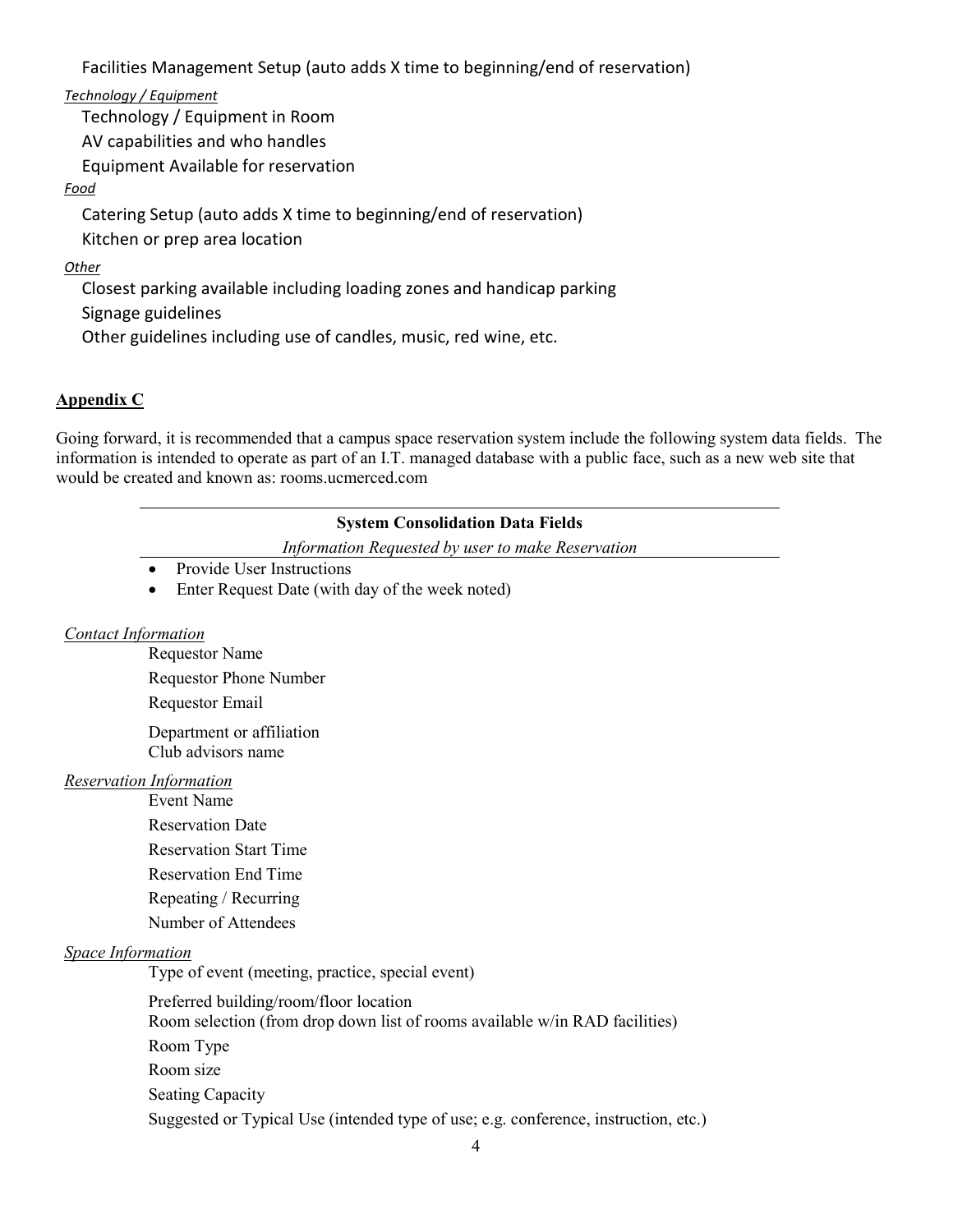Facilities Management Setup (auto adds X time to beginning/end of reservation)

*Technology / Equipment*

Technology / Equipment in Room

AV capabilities and who handles

Equipment Available for reservation

*Food*

Catering Setup (auto adds X time to beginning/end of reservation)

Kitchen or prep area location

*Other*

Closest parking available including loading zones and handicap parking

Signage guidelines

Other guidelines including use of candles, music, red wine, etc.

## Appendix C

Going forward, it is recommended that a campus space reservation system include the following system data fields. The information is intended to operate as part of an I.T. managed database with a public face, such as a new web site that would be created and known as: rooms.ucmerced.com

**System Consolidation Data Fields**

*Information Requested by user to make Reservation*

- Provide User Instructions
- Enter Request Date (with day of the week noted)

*Contact Information*

Requestor Name

Requestor Phone Number

Requestor Email

Department or affiliation

Club advisors name

*Reservation Information*

Event Name

Reservation Date

Reservation Start Time

Reservation End Time

Repeating / Recurring

Number of Attendees

*Space Information*

Type of event (meeting, practice, special event)

Preferred building/room/floor location

Room selection (from drop down list of rooms available w/in RAD facilities)

Room Type

Room size

Seating Capacity

Suggested or Typical Use (intended type of use; e.g. conference, instruction, etc.)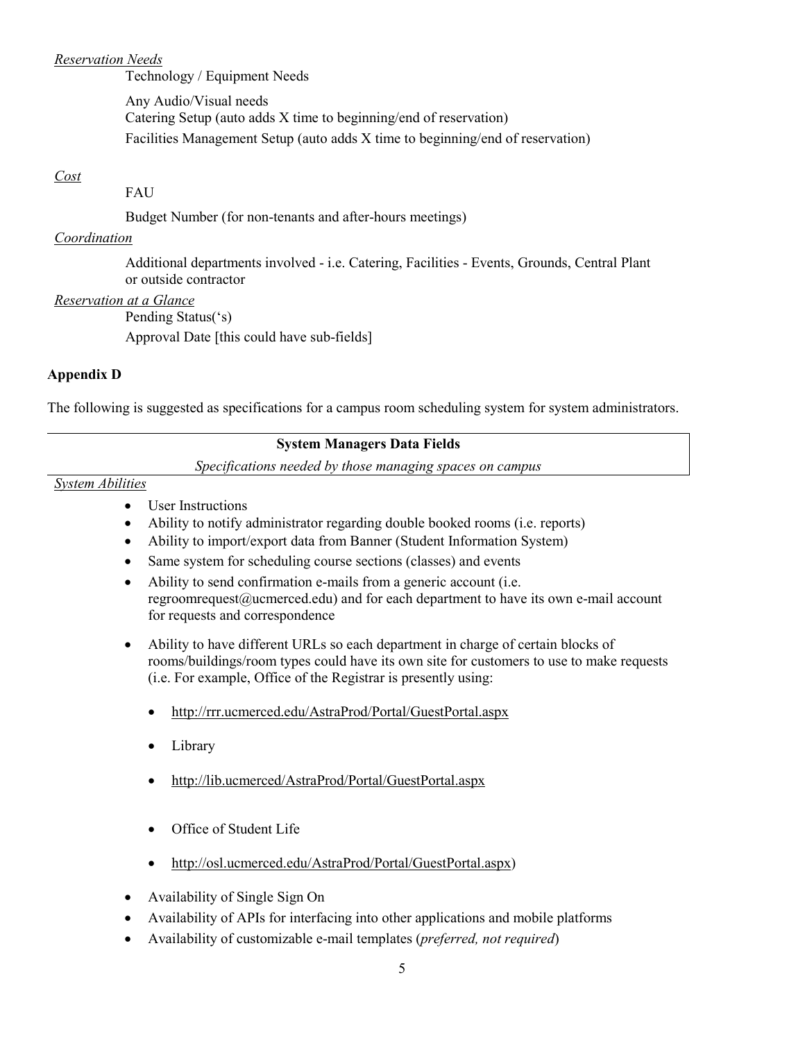*Reservation Needs*

Technology / Equipment Needs

Any Audio/Visual needs
Catering Setup (auto adds X time to beginning/end of reservation)
Facilities Management Setup (auto adds X time to beginning/end of reservation)

*Cost*

FAU

Budget Number (for non-tenants and after-hours meetings)

*Coordination*

Additional departments involved - i.e. Catering, Facilities - Events, Grounds, Central Plant or outside contractor

*Reservation at a Glance*

Pending Status('s)

Approval Date [this could have sub-fields]

**Appendix D**

The following is suggested as specifications for a campus room scheduling system for system administrators.

| **System Managers Data Fields** |
|---|
| *Specifications needed by those managing spaces on campus* |

*System Abilities*

- User Instructions
- Ability to notify administrator regarding double booked rooms (i.e. reports)
- Ability to import/export data from Banner (Student Information System)
- Same system for scheduling course sections (classes) and events
- Ability to send confirmation e-mails from a generic account (i.e. regroomrequest@ucmerced.edu) and for each department to have its own e-mail account for requests and correspondence
- Ability to have different URLs so each department in charge of certain blocks of rooms/buildings/room types could have its own site for customers to use to make requests (i.e. For example, Office of the Registrar is presently using:
    - http://rrr.ucmerced.edu/AstraProd/Portal/GuestPortal.aspx
    - Library
    - http://lib.ucmerced/AstraProd/Portal/GuestPortal.aspx
    - Office of Student Life
    - http://osl.ucmerced.edu/AstraProd/Portal/GuestPortal.aspx)
- Availability of Single Sign On
- Availability of APIs for interfacing into other applications and mobile platforms
- Availability of customizable e-mail templates (*preferred, not required*)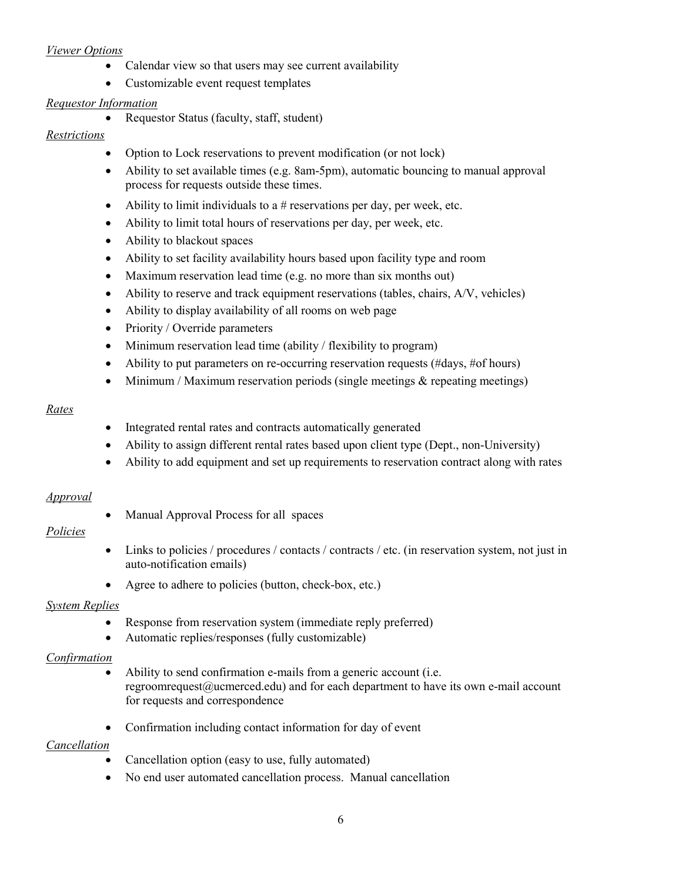*Viewer Options*

- Calendar view so that users may see current availability
- Customizable event request templates

*Requestor Information*

- Requestor Status (faculty, staff, student)

*Restrictions*

- Option to Lock reservations to prevent modification (or not lock)
- Ability to set available times (e.g. 8am-5pm), automatic bouncing to manual approval process for requests outside these times.
- Ability to limit individuals to a # reservations per day, per week, etc.
- Ability to limit total hours of reservations per day, per week, etc.
- Ability to blackout spaces
- Ability to set facility availability hours based upon facility type and room
- Maximum reservation lead time (e.g. no more than six months out)
- Ability to reserve and track equipment reservations (tables, chairs, A/V, vehicles)
- Ability to display availability of all rooms on web page
- Priority / Override parameters
- Minimum reservation lead time (ability / flexibility to program)
- Ability to put parameters on re-occurring reservation requests (#days, #of hours)
- Minimum / Maximum reservation periods (single meetings & repeating meetings)

*Rates*

- Integrated rental rates and contracts automatically generated
- Ability to assign different rental rates based upon client type (Dept., non-University)
- Ability to add equipment and set up requirements to reservation contract along with rates

*Approval*

- Manual Approval Process for all spaces

*Policies*

- Links to policies / procedures / contacts / contracts / etc. (in reservation system, not just in auto-notification emails)
- Agree to adhere to policies (button, check-box, etc.)

*System Replies*

- Response from reservation system (immediate reply preferred)
- Automatic replies/responses (fully customizable)

*Confirmation*

- Ability to send confirmation e-mails from a generic account (i.e. regroomrequest@ucmerced.edu) and for each department to have its own e-mail account for requests and correspondence
- Confirmation including contact information for day of event

*Cancellation*

- Cancellation option (easy to use, fully automated)
- No end user automated cancellation process. Manual cancellation